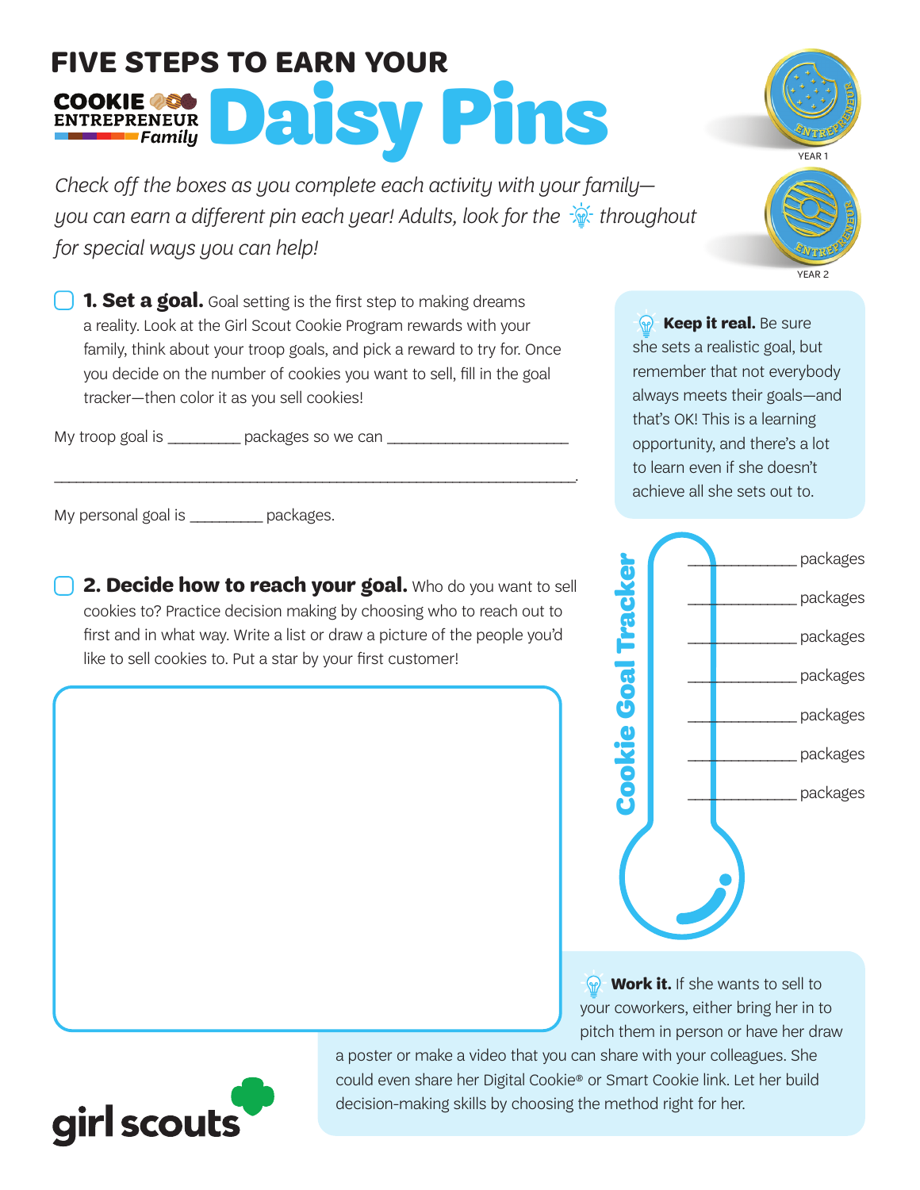# FIVE STEPS TO EARN YOUR COOKIE ENTREPRENEUR *Family* Daisy Pins

YEAR 1

YEAR 2

*Check off the boxes as you complete each activity with your family—you can earn a different pin each year! Adults, look for the 💡 throughout for special ways you can help!*

☐ **1. Set a goal.** Goal setting is the first step to making dreams a reality. Look at the Girl Scout Cookie Program rewards with your family, think about your troop goals, and pick a reward to try for. Once you decide on the number of cookies you want to sell, fill in the goal tracker—then color it as you sell cookies!

My troop goal is _________ packages so we can ______________________

_______________________________________________________________.

My personal goal is _________ packages.

💡 **Keep it real.** Be sure she sets a realistic goal, but remember that not everybody always meets their goals—and that's OK! This is a learning opportunity, and there's a lot to learn even if she doesn't achieve all she sets out to.

☐ **2. Decide how to reach your goal.** Who do you want to sell cookies to? Practice decision making by choosing who to reach out to first and in what way. Write a list or draw a picture of the people you'd like to sell cookies to. Put a star by your first customer!

**Cookie Goal Tracker**

_____________ packages

_____________ packages

_____________ packages

_____________ packages

_____________ packages

_____________ packages

_____________ packages

💡 **Work it.** If she wants to sell to your coworkers, either bring her in to pitch them in person or have her draw a poster or make a video that you can share with your colleagues. She could even share her Digital Cookie® or Smart Cookie link. Let her build decision-making skills by choosing the method right for her.

girl scouts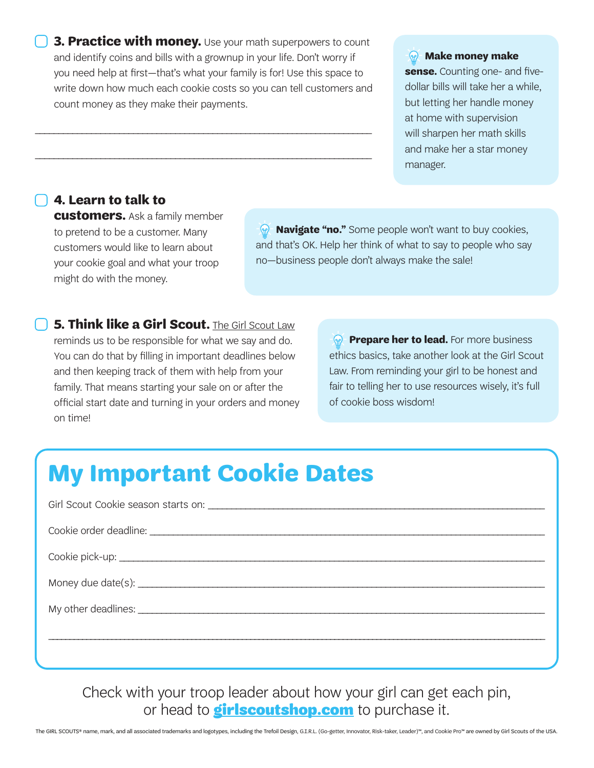- [ ] **3. Practice with money.** Use your math superpowers to count and identify coins and bills with a grownup in your life. Don't worry if you need help at first—that's what your family is for! Use this space to write down how much each cookie costs so you can tell customers and count money as they make their payments.

\_\_\_\_\_\_\_\_\_\_\_\_\_\_\_\_\_\_\_\_\_\_\_\_\_\_\_\_\_\_\_\_\_\_\_\_\_\_\_\_\_\_\_\_\_\_\_\_\_\_\_\_\_\_\_\_

\_\_\_\_\_\_\_\_\_\_\_\_\_\_\_\_\_\_\_\_\_\_\_\_\_\_\_\_\_\_\_\_\_\_\_\_\_\_\_\_\_\_\_\_\_\_\_\_\_\_\_\_\_\_\_\_

**Make money make sense.** Counting one- and five-dollar bills will take her a while, but letting her handle money at home with supervision will sharpen her math skills and make her a star money manager.

- [ ] **4. Learn to talk to customers.** Ask a family member to pretend to be a customer. Many customers would like to learn about your cookie goal and what your troop might do with the money.

**Navigate "no."** Some people won't want to buy cookies, and that's OK. Help her think of what to say to people who say no—business people don't always make the sale!

- [ ] **5. Think like a Girl Scout.** The Girl Scout Law reminds us to be responsible for what we say and do. You can do that by filling in important deadlines below and then keeping track of them with help from your family. That means starting your sale on or after the official start date and turning in your orders and money on time!

**Prepare her to lead.** For more business ethics basics, take another look at the Girl Scout Law. From reminding your girl to be honest and fair to telling her to use resources wisely, it's full of cookie boss wisdom!

# My Important Cookie Dates

Girl Scout Cookie season starts on: \_\_\_\_\_\_\_\_\_\_\_\_\_\_\_\_\_\_\_\_\_\_\_\_\_\_\_\_

Cookie order deadline: \_\_\_\_\_\_\_\_\_\_\_\_\_\_\_\_\_\_\_\_\_\_\_\_\_\_\_\_

Cookie pick-up: \_\_\_\_\_\_\_\_\_\_\_\_\_\_\_\_\_\_\_\_\_\_\_\_\_\_\_\_

Money due date(s): \_\_\_\_\_\_\_\_\_\_\_\_\_\_\_\_\_\_\_\_\_\_\_\_\_\_\_\_

My other deadlines: \_\_\_\_\_\_\_\_\_\_\_\_\_\_\_\_\_\_\_\_\_\_\_\_\_\_\_\_

\_\_\_\_\_\_\_\_\_\_\_\_\_\_\_\_\_\_\_\_\_\_\_\_\_\_\_\_\_\_\_\_\_\_\_\_\_\_\_\_\_\_\_\_\_\_\_\_\_\_\_\_\_\_\_\_

Check with your troop leader about how your girl can get each pin, or head to **girlscoutshop.com** to purchase it.

The GIRL SCOUTS® name, mark, and all associated trademarks and logotypes, including the Trefoil Design, G.I.R.L. (Go-getter, Innovator, Risk-taker, Leader)™, and Cookie Pro™ are owned by Girl Scouts of the USA.